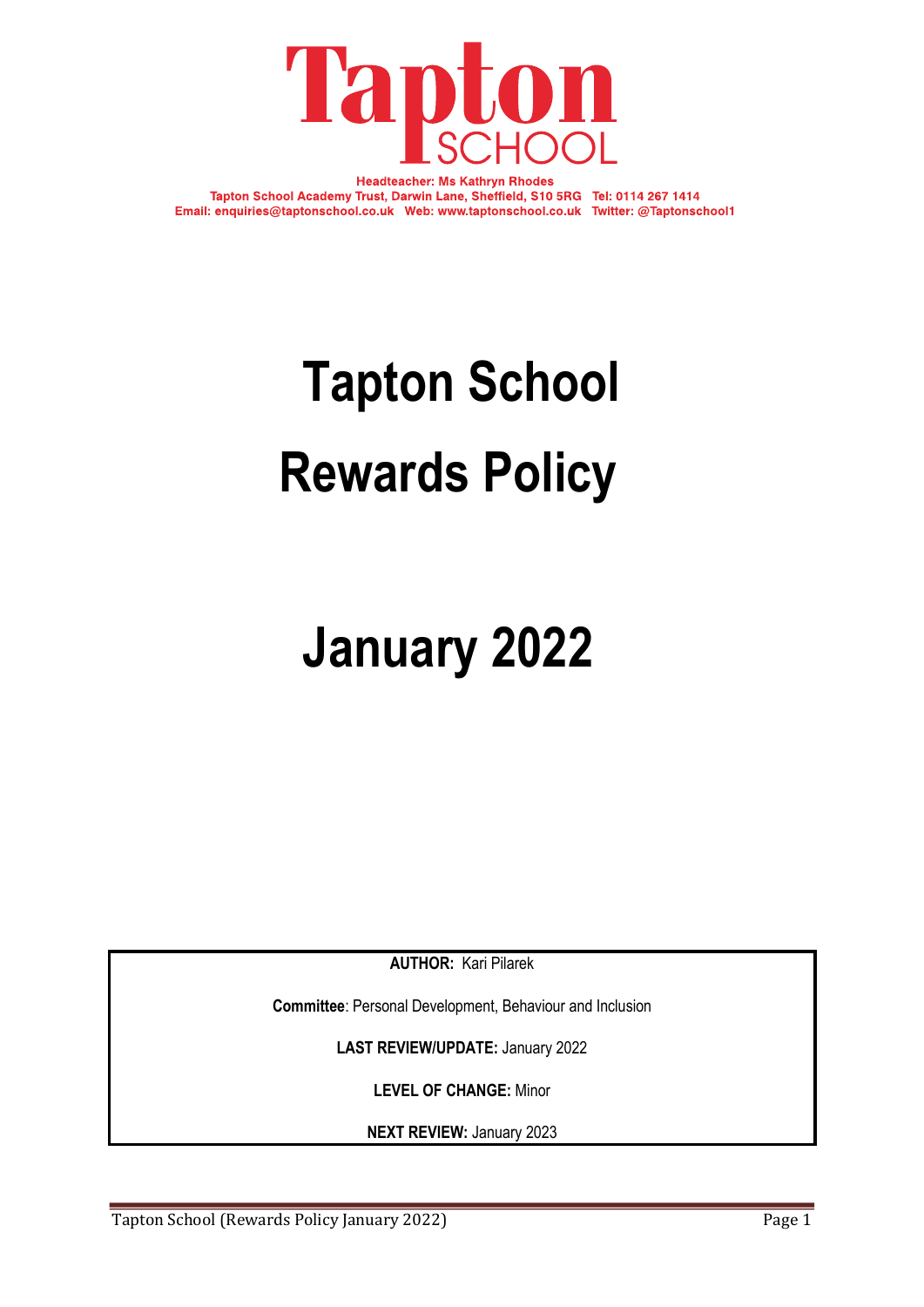Tapton SCHOOL

Headteacher: Ms Kathryn Rhodes
Tapton School Academy Trust, Darwin Lane, Sheffield, S10 5RG Tel: 0114 267 1414
Email: enquiries@taptonschool.co.uk Web: www.taptonschool.co.uk Twitter: @Taptonschool1

# Tapton School

# Rewards Policy

# January 2022

**AUTHOR:** Kari Pilarek

**Committee**: Personal Development, Behaviour and Inclusion

**LAST REVIEW/UPDATE:** January 2022

**LEVEL OF CHANGE:** Minor

**NEXT REVIEW:** January 2023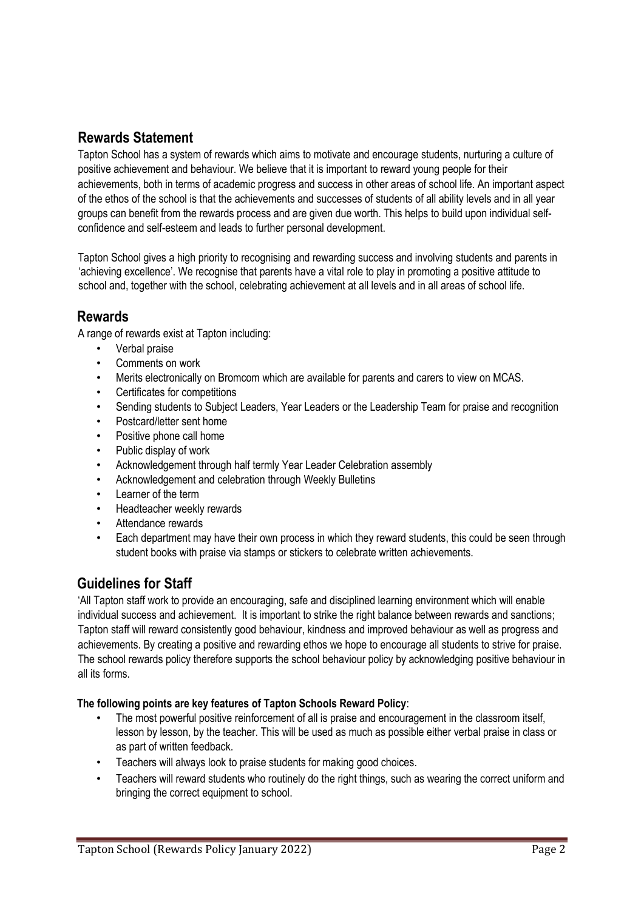## Rewards Statement

Tapton School has a system of rewards which aims to motivate and encourage students, nurturing a culture of positive achievement and behaviour. We believe that it is important to reward young people for their achievements, both in terms of academic progress and success in other areas of school life. An important aspect of the ethos of the school is that the achievements and successes of students of all ability levels and in all year groups can benefit from the rewards process and are given due worth. This helps to build upon individual self-confidence and self-esteem and leads to further personal development.

Tapton School gives a high priority to recognising and rewarding success and involving students and parents in 'achieving excellence'. We recognise that parents have a vital role to play in promoting a positive attitude to school and, together with the school, celebrating achievement at all levels and in all areas of school life.

## Rewards

A range of rewards exist at Tapton including:

- Verbal praise
- Comments on work
- Merits electronically on Bromcom which are available for parents and carers to view on MCAS.
- Certificates for competitions
- Sending students to Subject Leaders, Year Leaders or the Leadership Team for praise and recognition
- Postcard/letter sent home
- Positive phone call home
- Public display of work
- Acknowledgement through half termly Year Leader Celebration assembly
- Acknowledgement and celebration through Weekly Bulletins
- Learner of the term
- Headteacher weekly rewards
- Attendance rewards
- Each department may have their own process in which they reward students, this could be seen through student books with praise via stamps or stickers to celebrate written achievements.

## Guidelines for Staff

'All Tapton staff work to provide an encouraging, safe and disciplined learning environment which will enable individual success and achievement. It is important to strike the right balance between rewards and sanctions; Tapton staff will reward consistently good behaviour, kindness and improved behaviour as well as progress and achievements. By creating a positive and rewarding ethos we hope to encourage all students to strive for praise. The school rewards policy therefore supports the school behaviour policy by acknowledging positive behaviour in all its forms.

**The following points are key features of Tapton Schools Reward Policy**:

- The most powerful positive reinforcement of all is praise and encouragement in the classroom itself, lesson by lesson, by the teacher. This will be used as much as possible either verbal praise in class or as part of written feedback.
- Teachers will always look to praise students for making good choices.
- Teachers will reward students who routinely do the right things, such as wearing the correct uniform and bringing the correct equipment to school.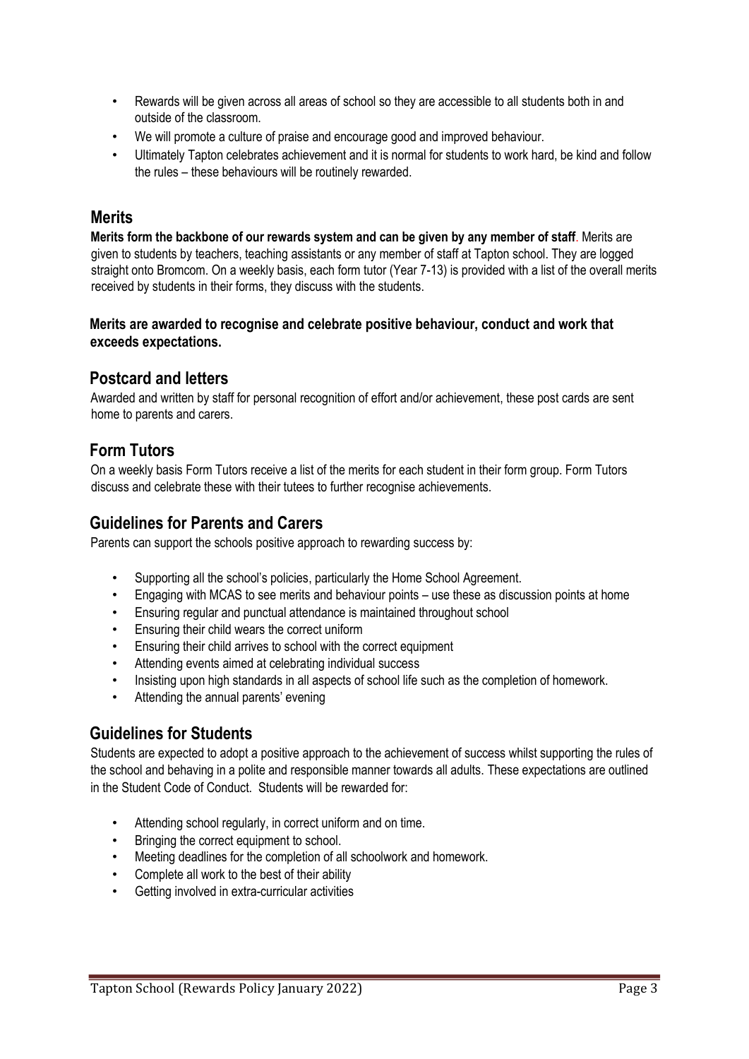- Rewards will be given across all areas of school so they are accessible to all students both in and outside of the classroom.
- We will promote a culture of praise and encourage good and improved behaviour.
- Ultimately Tapton celebrates achievement and it is normal for students to work hard, be kind and follow the rules – these behaviours will be routinely rewarded.

## Merits

**Merits form the backbone of our rewards system and can be given by any member of staff**. Merits are given to students by teachers, teaching assistants or any member of staff at Tapton school. They are logged straight onto Bromcom. On a weekly basis, each form tutor (Year 7-13) is provided with a list of the overall merits received by students in their forms, they discuss with the students.

**Merits are awarded to recognise and celebrate positive behaviour, conduct and work that exceeds expectations.**

## Postcard and letters

Awarded and written by staff for personal recognition of effort and/or achievement, these post cards are sent home to parents and carers.

## Form Tutors

On a weekly basis Form Tutors receive a list of the merits for each student in their form group. Form Tutors discuss and celebrate these with their tutees to further recognise achievements.

## Guidelines for Parents and Carers

Parents can support the schools positive approach to rewarding success by:

- Supporting all the school's policies, particularly the Home School Agreement.
- Engaging with MCAS to see merits and behaviour points – use these as discussion points at home
- Ensuring regular and punctual attendance is maintained throughout school
- Ensuring their child wears the correct uniform
- Ensuring their child arrives to school with the correct equipment
- Attending events aimed at celebrating individual success
- Insisting upon high standards in all aspects of school life such as the completion of homework.
- Attending the annual parents' evening

## Guidelines for Students

Students are expected to adopt a positive approach to the achievement of success whilst supporting the rules of the school and behaving in a polite and responsible manner towards all adults. These expectations are outlined in the Student Code of Conduct. Students will be rewarded for:

- Attending school regularly, in correct uniform and on time.
- Bringing the correct equipment to school.
- Meeting deadlines for the completion of all schoolwork and homework.
- Complete all work to the best of their ability
- Getting involved in extra-curricular activities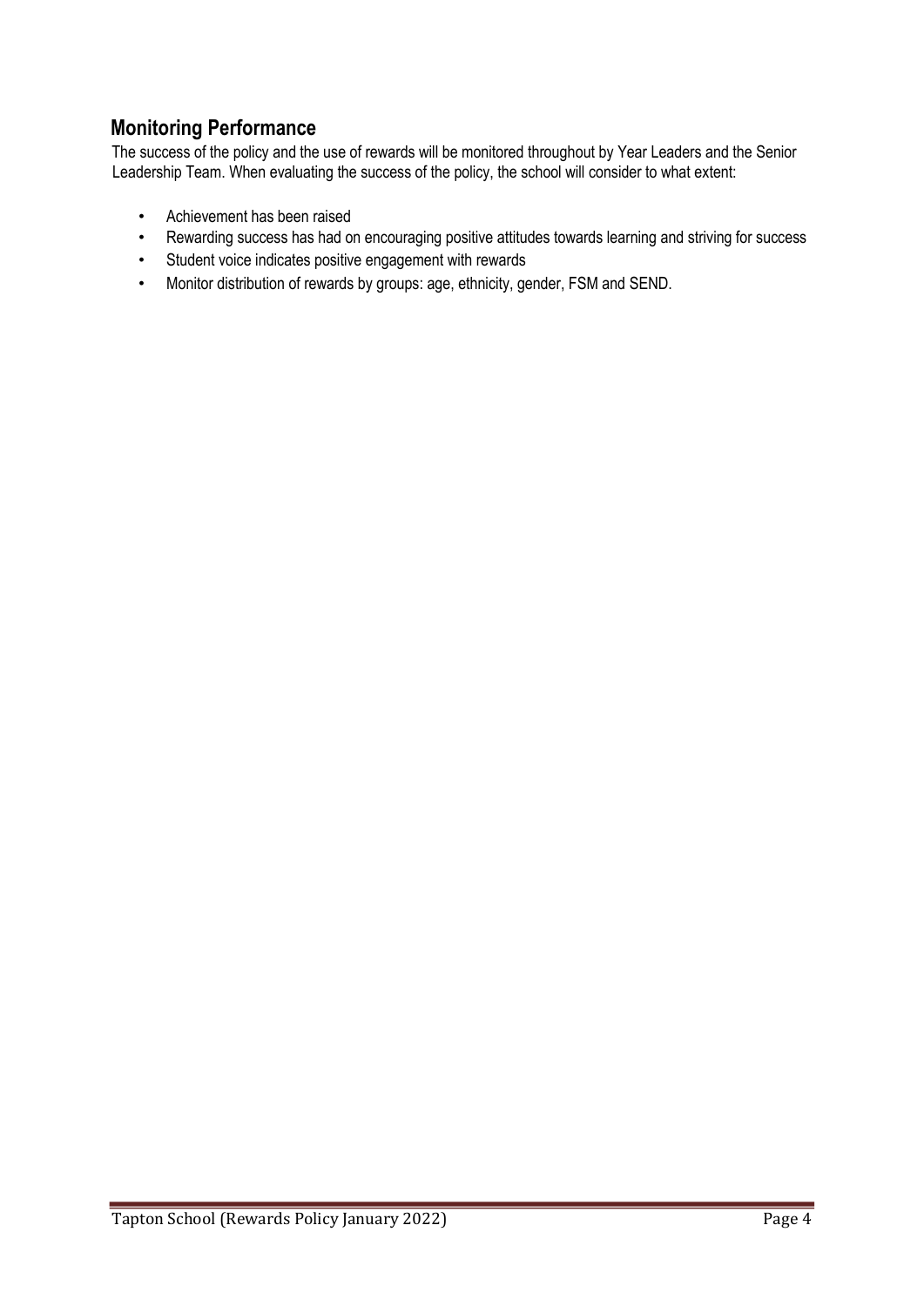## Monitoring Performance

The success of the policy and the use of rewards will be monitored throughout by Year Leaders and the Senior Leadership Team. When evaluating the success of the policy, the school will consider to what extent:

- Achievement has been raised
- Rewarding success has had on encouraging positive attitudes towards learning and striving for success
- Student voice indicates positive engagement with rewards
- Monitor distribution of rewards by groups: age, ethnicity, gender, FSM and SEND.